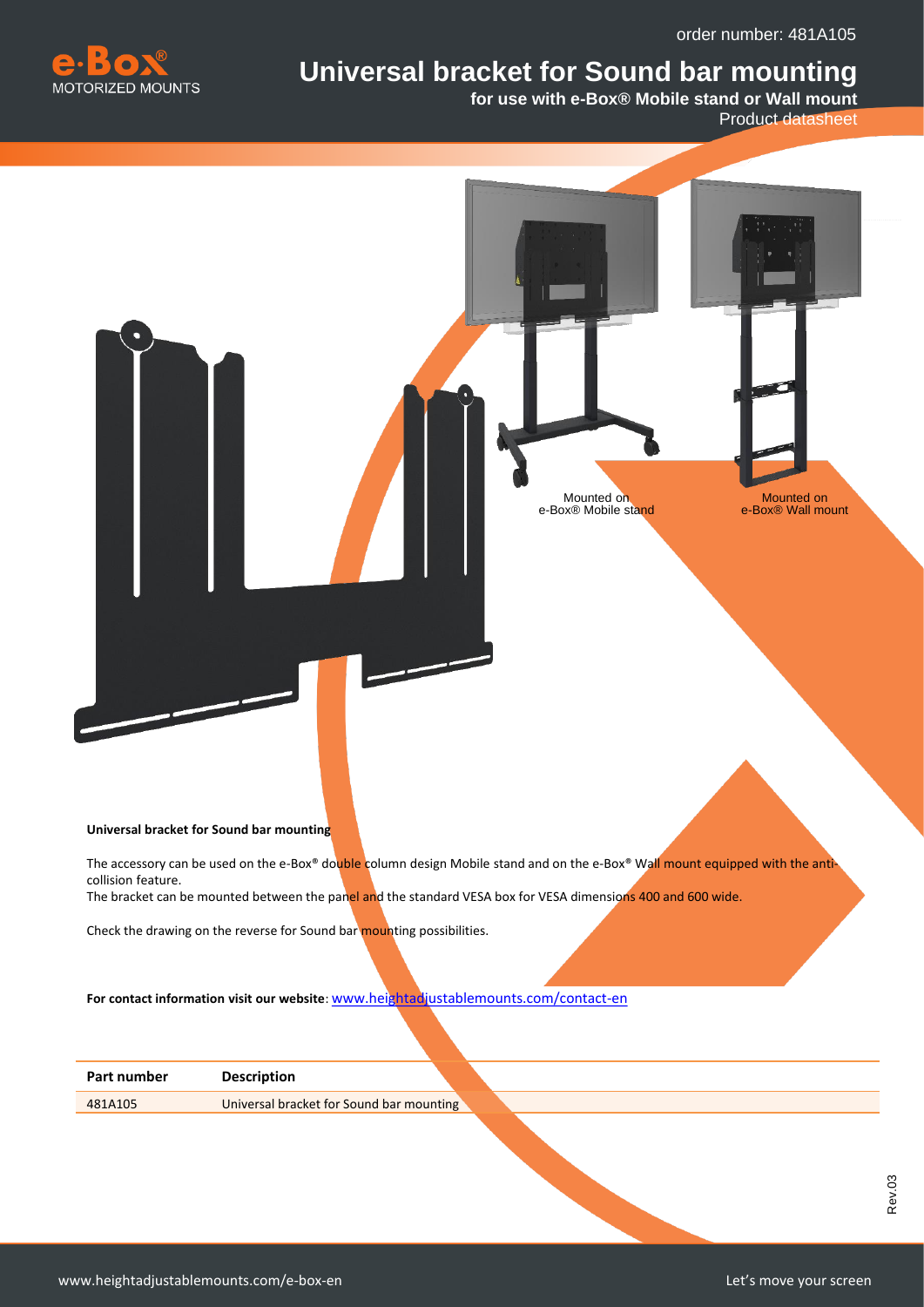order number: 481A105

# Universal bracket for Sound bar mounting

**for use with e-Box® Mobile stand or Wall mount**

Product datasheet

Mounted on e-Box® Mobile stand

Mounted on e-Box® Wall mount

**Universal bracket for Sound bar mounting**

The accessory can be used on the e-Box® double column design Mobile stand and on the e-Box® Wall mount equipped with the anti-collision feature.
The bracket can be mounted between the panel and the standard VESA box for VESA dimensions 400 and 600 wide.

Check the drawing on the reverse for Sound bar mounting possibilities.

**For contact information visit our website**: www.heightadjustablemounts.com/contact-en

| Part number | Description |
|---|---|
| 481A105 | Universal bracket for Sound bar mounting |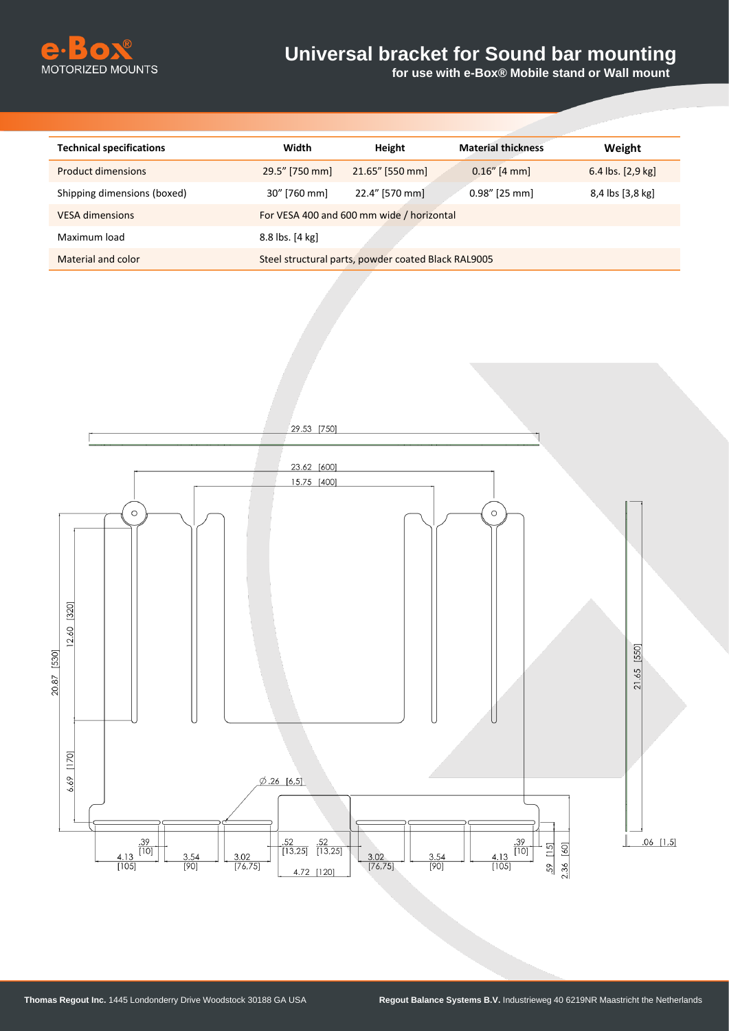# Universal bracket for Sound bar mounting

**for use with e-Box® Mobile stand or Wall mount**

| Technical specifications | Width | Height | Material thickness | Weight |
|---|---|---|---|---|
| Product dimensions | 29.5" [750 mm] | 21.65" [550 mm] | 0.16" [4 mm] | 6.4 lbs. [2,9 kg] |
| Shipping dimensions (boxed) | 30" [760 mm] | 22.4" [570 mm] | 0.98" [25 mm] | 8,4 lbs [3,8 kg] |
| VESA dimensions | For VESA 400 and 600 mm wide / horizontal | | | |
| Maximum load | 8.8 lbs. [4 kg] | | | |
| Material and color | Steel structural parts, powder coated Black RAL9005 | | | |

29.53 [750]
23.62 [600]
15.75 [400]
12.60 [320]
20.87 [530]
6.69 [170]
21.65 [550]
∅.26 [6,5]
.06 [1,5]
.39 [10]
4.13 [105]
3.54 [90]
3.02 [76,75]
.52 [13,25]
.52 [13,25]
4.72 [120]
3.02 [76,75]
3.54 [90]
.39 [10]
4.13 [105]
.59 [15]
2.36 [60]

**Thomas Regout Inc.** 1445 Londonderry Drive Woodstock 30188 GA USA

**Regout Balance Systems B.V.** Industrieweg 40 6219NR Maastricht the Netherlands